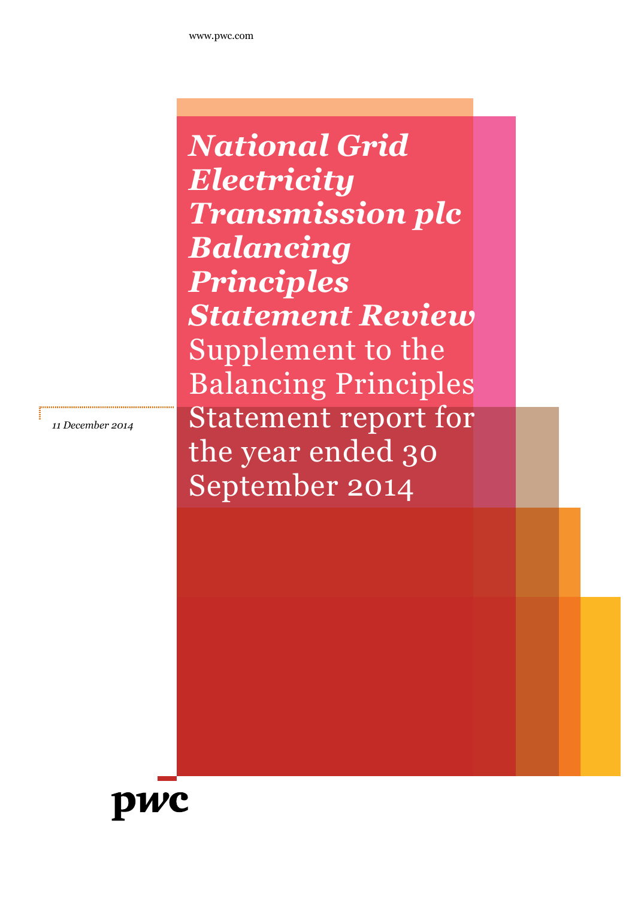www.pwc.com

# *National Grid Electricity Transmission plc Balancing Principles Statement Review*

## Supplement to the Balancing Principles Statement report for the year ended 30 September 2014

*11 December 2014*

pwc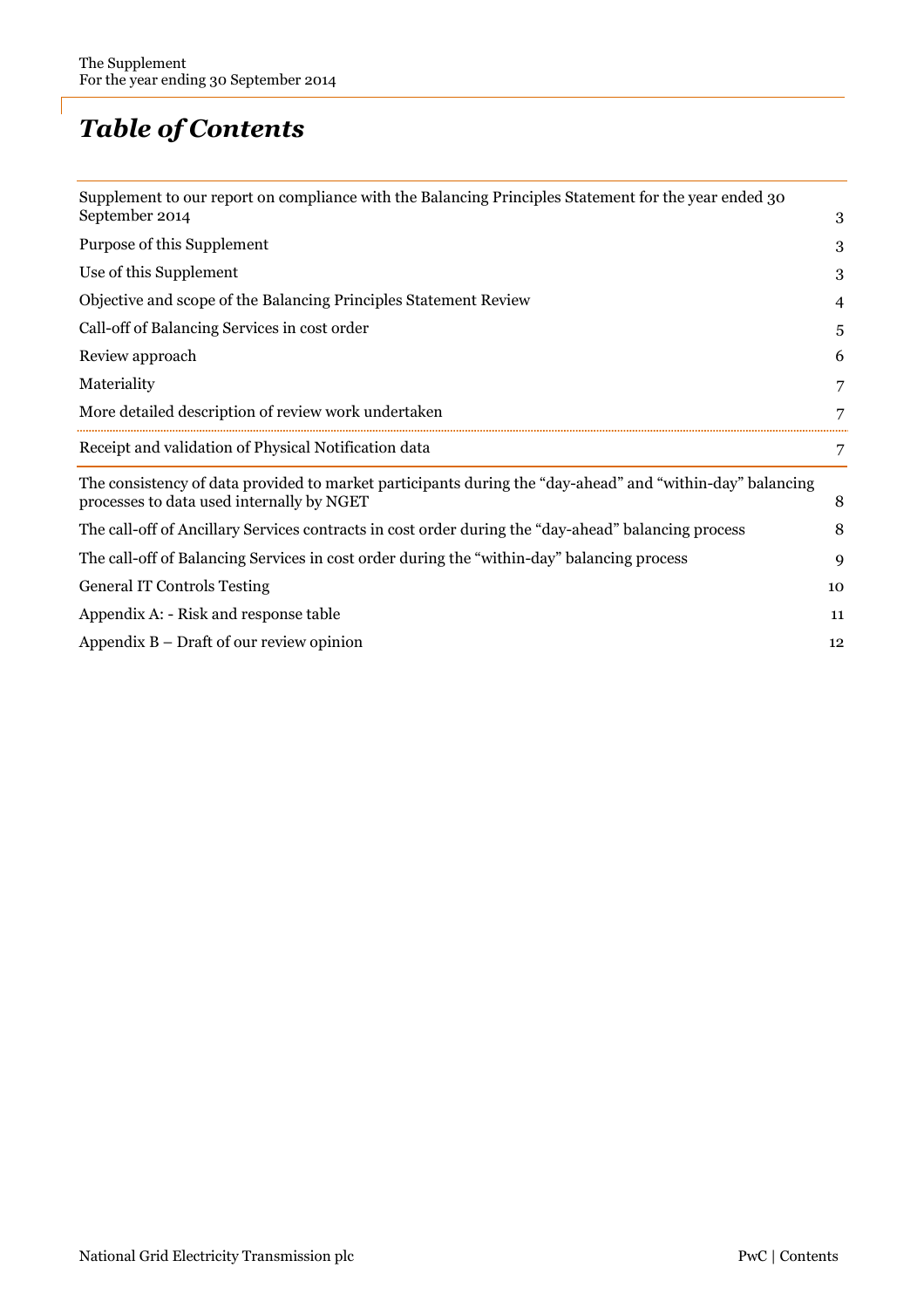# *Table of Contents*

| | |
|---|---|
| Supplement to our report on compliance with the Balancing Principles Statement for the year ended 30 September 2014 | 3 |
| Purpose of this Supplement | 3 |
| Use of this Supplement | 3 |
| Objective and scope of the Balancing Principles Statement Review | 4 |
| Call-off of Balancing Services in cost order | 5 |
| Review approach | 6 |
| Materiality | 7 |
| More detailed description of review work undertaken | 7 |
| Receipt and validation of Physical Notification data | 7 |
| The consistency of data provided to market participants during the "day-ahead" and "within-day" balancing processes to data used internally by NGET | 8 |
| The call-off of Ancillary Services contracts in cost order during the "day-ahead" balancing process | 8 |
| The call-off of Balancing Services in cost order during the "within-day" balancing process | 9 |
| General IT Controls Testing | 10 |
| Appendix A: - Risk and response table | 11 |
| Appendix B – Draft of our review opinion | 12 |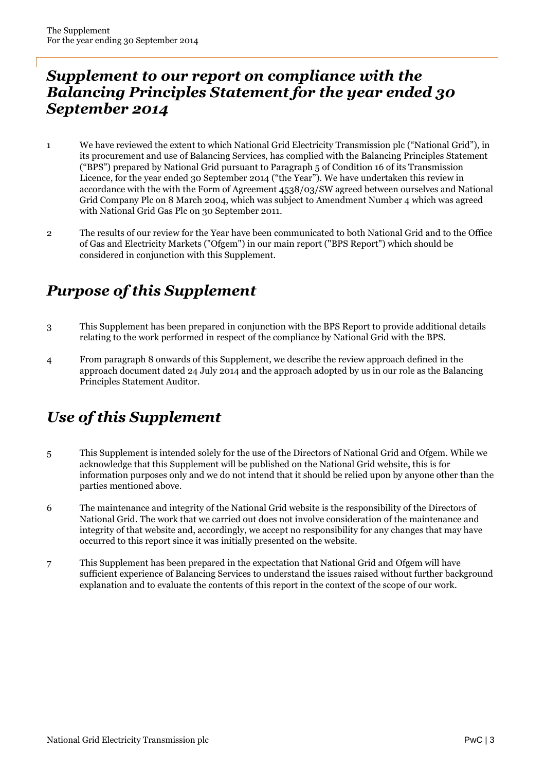# *Supplement to our report on compliance with the Balancing Principles Statement for the year ended 30 September 2014*

1 We have reviewed the extent to which National Grid Electricity Transmission plc ("National Grid"), in its procurement and use of Balancing Services, has complied with the Balancing Principles Statement ("BPS") prepared by National Grid pursuant to Paragraph 5 of Condition 16 of its Transmission Licence, for the year ended 30 September 2014 ("the Year"). We have undertaken this review in accordance with the with the Form of Agreement 4538/03/SW agreed between ourselves and National Grid Company Plc on 8 March 2004, which was subject to Amendment Number 4 which was agreed with National Grid Gas Plc on 30 September 2011.

2 The results of our review for the Year have been communicated to both National Grid and to the Office of Gas and Electricity Markets ("Ofgem") in our main report ("BPS Report") which should be considered in conjunction with this Supplement.

## *Purpose of this Supplement*

3 This Supplement has been prepared in conjunction with the BPS Report to provide additional details relating to the work performed in respect of the compliance by National Grid with the BPS.

4 From paragraph 8 onwards of this Supplement, we describe the review approach defined in the approach document dated 24 July 2014 and the approach adopted by us in our role as the Balancing Principles Statement Auditor.

## *Use of this Supplement*

5 This Supplement is intended solely for the use of the Directors of National Grid and Ofgem. While we acknowledge that this Supplement will be published on the National Grid website, this is for information purposes only and we do not intend that it should be relied upon by anyone other than the parties mentioned above.

6 The maintenance and integrity of the National Grid website is the responsibility of the Directors of National Grid. The work that we carried out does not involve consideration of the maintenance and integrity of that website and, accordingly, we accept no responsibility for any changes that may have occurred to this report since it was initially presented on the website.

7 This Supplement has been prepared in the expectation that National Grid and Ofgem will have sufficient experience of Balancing Services to understand the issues raised without further background explanation and to evaluate the contents of this report in the context of the scope of our work.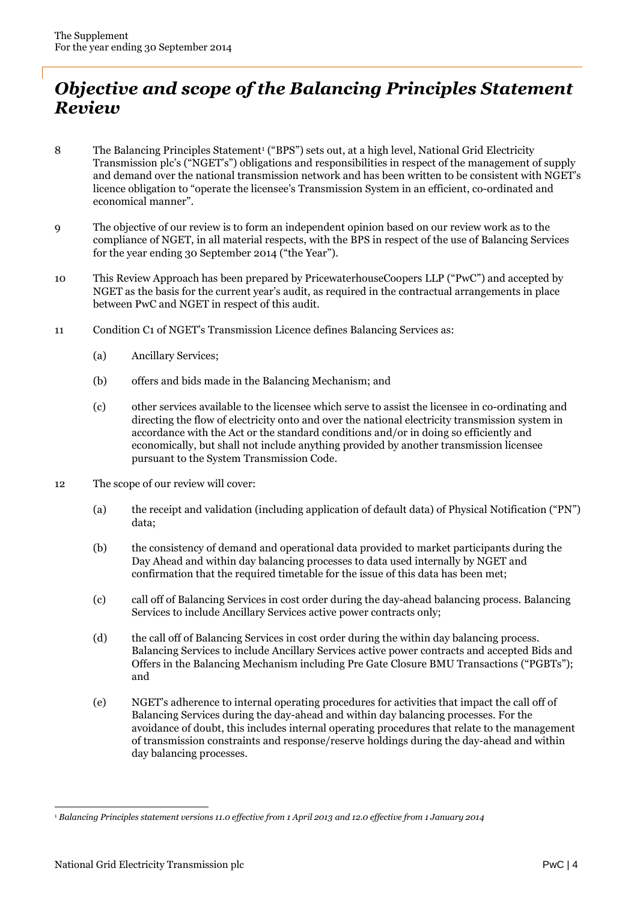# *Objective and scope of the Balancing Principles Statement Review*

8 The Balancing Principles Statement[1] ("BPS") sets out, at a high level, National Grid Electricity Transmission plc's ("NGET's") obligations and responsibilities in respect of the management of supply and demand over the national transmission network and has been written to be consistent with NGET's licence obligation to "operate the licensee's Transmission System in an efficient, co-ordinated and economical manner".

9 The objective of our review is to form an independent opinion based on our review work as to the compliance of NGET, in all material respects, with the BPS in respect of the use of Balancing Services for the year ending 30 September 2014 ("the Year").

10 This Review Approach has been prepared by PricewaterhouseCoopers LLP ("PwC") and accepted by NGET as the basis for the current year's audit, as required in the contractual arrangements in place between PwC and NGET in respect of this audit.

11 Condition C1 of NGET's Transmission Licence defines Balancing Services as:

- (a) Ancillary Services;
- (b) offers and bids made in the Balancing Mechanism; and
- (c) other services available to the licensee which serve to assist the licensee in co-ordinating and directing the flow of electricity onto and over the national electricity transmission system in accordance with the Act or the standard conditions and/or in doing so efficiently and economically, but shall not include anything provided by another transmission licensee pursuant to the System Transmission Code.

12 The scope of our review will cover:

- (a) the receipt and validation (including application of default data) of Physical Notification ("PN") data;
- (b) the consistency of demand and operational data provided to market participants during the Day Ahead and within day balancing processes to data used internally by NGET and confirmation that the required timetable for the issue of this data has been met;
- (c) call off of Balancing Services in cost order during the day-ahead balancing process. Balancing Services to include Ancillary Services active power contracts only;
- (d) the call off of Balancing Services in cost order during the within day balancing process. Balancing Services to include Ancillary Services active power contracts and accepted Bids and Offers in the Balancing Mechanism including Pre Gate Closure BMU Transactions ("PGBTs"); and
- (e) NGET's adherence to internal operating procedures for activities that impact the call off of Balancing Services during the day-ahead and within day balancing processes. For the avoidance of doubt, this includes internal operating procedures that relate to the management of transmission constraints and response/reserve holdings during the day-ahead and within day balancing processes.

---

[1] *Balancing Principles statement versions 11.0 effective from 1 April 2013 and 12.0 effective from 1 January 2014*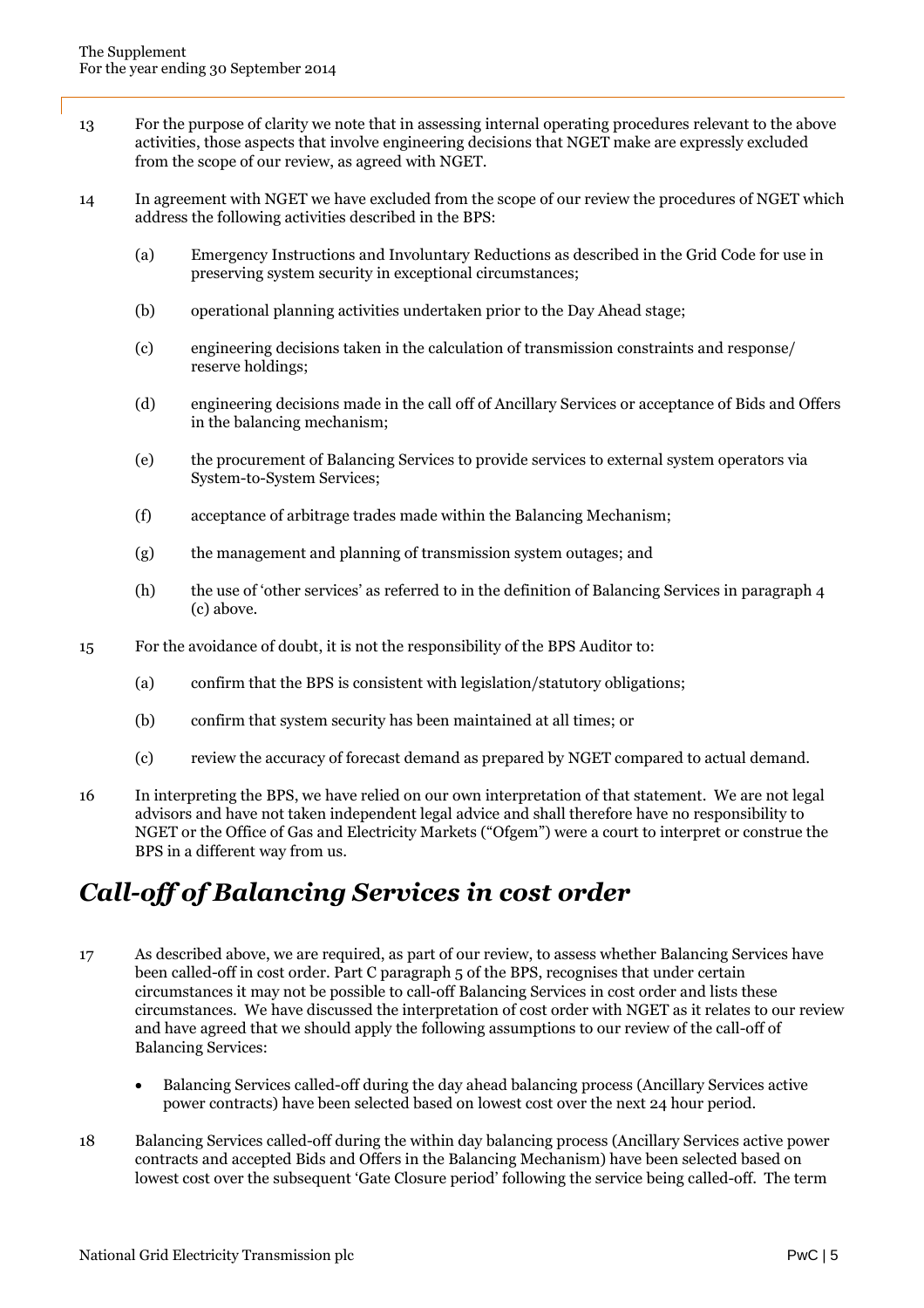13 For the purpose of clarity we note that in assessing internal operating procedures relevant to the above activities, those aspects that involve engineering decisions that NGET make are expressly excluded from the scope of our review, as agreed with NGET.

14 In agreement with NGET we have excluded from the scope of our review the procedures of NGET which address the following activities described in the BPS:

(a) Emergency Instructions and Involuntary Reductions as described in the Grid Code for use in preserving system security in exceptional circumstances;

(b) operational planning activities undertaken prior to the Day Ahead stage;

(c) engineering decisions taken in the calculation of transmission constraints and response/ reserve holdings;

(d) engineering decisions made in the call off of Ancillary Services or acceptance of Bids and Offers in the balancing mechanism;

(e) the procurement of Balancing Services to provide services to external system operators via System-to-System Services;

(f) acceptance of arbitrage trades made within the Balancing Mechanism;

(g) the management and planning of transmission system outages; and

(h) the use of 'other services' as referred to in the definition of Balancing Services in paragraph 4 (c) above.

15 For the avoidance of doubt, it is not the responsibility of the BPS Auditor to:

(a) confirm that the BPS is consistent with legislation/statutory obligations;

(b) confirm that system security has been maintained at all times; or

(c) review the accuracy of forecast demand as prepared by NGET compared to actual demand.

16 In interpreting the BPS, we have relied on our own interpretation of that statement. We are not legal advisors and have not taken independent legal advice and shall therefore have no responsibility to NGET or the Office of Gas and Electricity Markets ("Ofgem") were a court to interpret or construe the BPS in a different way from us.

## *Call-off of Balancing Services in cost order*

17 As described above, we are required, as part of our review, to assess whether Balancing Services have been called-off in cost order. Part C paragraph 5 of the BPS, recognises that under certain circumstances it may not be possible to call-off Balancing Services in cost order and lists these circumstances. We have discussed the interpretation of cost order with NGET as it relates to our review and have agreed that we should apply the following assumptions to our review of the call-off of Balancing Services:

- Balancing Services called-off during the day ahead balancing process (Ancillary Services active power contracts) have been selected based on lowest cost over the next 24 hour period.

18 Balancing Services called-off during the within day balancing process (Ancillary Services active power contracts and accepted Bids and Offers in the Balancing Mechanism) have been selected based on lowest cost over the subsequent 'Gate Closure period' following the service being called-off. The term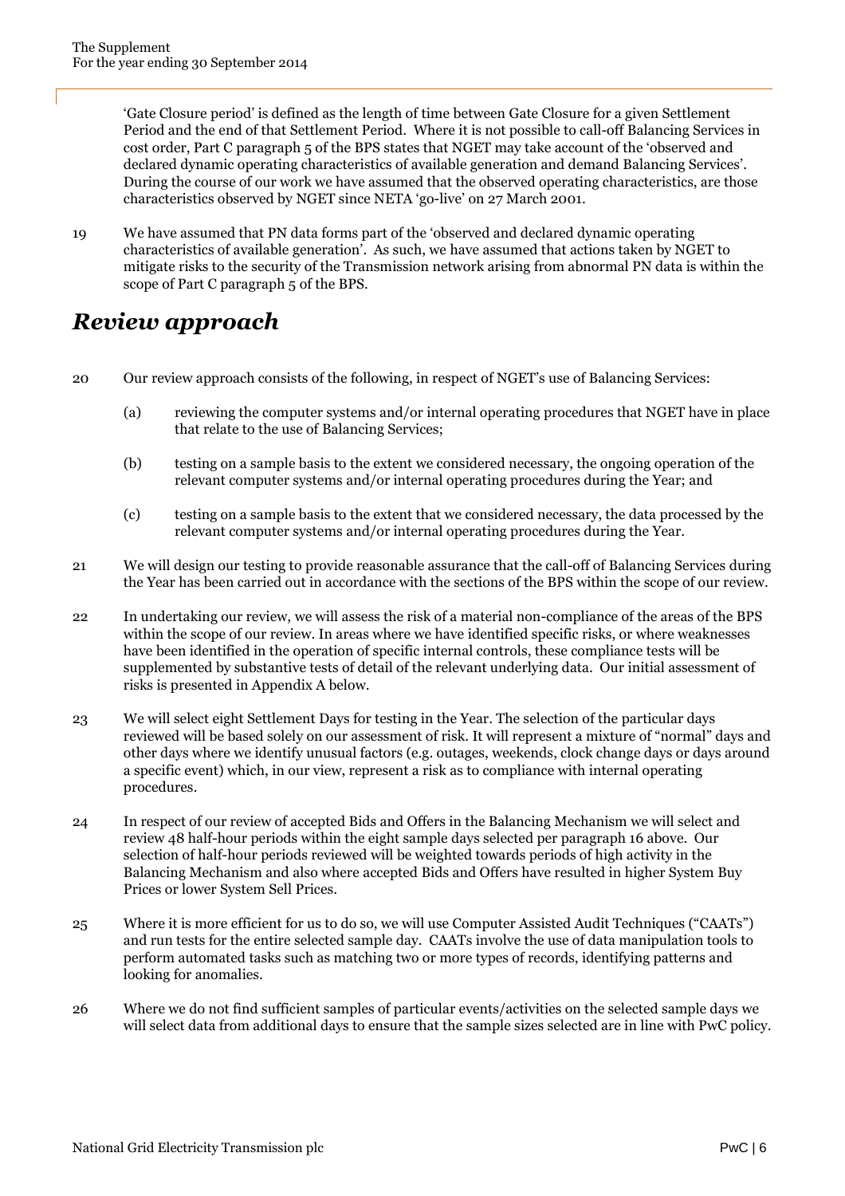'Gate Closure period' is defined as the length of time between Gate Closure for a given Settlement Period and the end of that Settlement Period. Where it is not possible to call-off Balancing Services in cost order, Part C paragraph 5 of the BPS states that NGET may take account of the 'observed and declared dynamic operating characteristics of available generation and demand Balancing Services'. During the course of our work we have assumed that the observed operating characteristics, are those characteristics observed by NGET since NETA 'go-live' on 27 March 2001.

19 We have assumed that PN data forms part of the 'observed and declared dynamic operating characteristics of available generation'. As such, we have assumed that actions taken by NGET to mitigate risks to the security of the Transmission network arising from abnormal PN data is within the scope of Part C paragraph 5 of the BPS.

## *Review approach*

20 Our review approach consists of the following, in respect of NGET's use of Balancing Services:

(a) reviewing the computer systems and/or internal operating procedures that NGET have in place that relate to the use of Balancing Services;

(b) testing on a sample basis to the extent we considered necessary, the ongoing operation of the relevant computer systems and/or internal operating procedures during the Year; and

(c) testing on a sample basis to the extent that we considered necessary, the data processed by the relevant computer systems and/or internal operating procedures during the Year.

21 We will design our testing to provide reasonable assurance that the call-off of Balancing Services during the Year has been carried out in accordance with the sections of the BPS within the scope of our review.

22 In undertaking our review, we will assess the risk of a material non-compliance of the areas of the BPS within the scope of our review. In areas where we have identified specific risks, or where weaknesses have been identified in the operation of specific internal controls, these compliance tests will be supplemented by substantive tests of detail of the relevant underlying data. Our initial assessment of risks is presented in Appendix A below.

23 We will select eight Settlement Days for testing in the Year. The selection of the particular days reviewed will be based solely on our assessment of risk. It will represent a mixture of "normal" days and other days where we identify unusual factors (e.g. outages, weekends, clock change days or days around a specific event) which, in our view, represent a risk as to compliance with internal operating procedures.

24 In respect of our review of accepted Bids and Offers in the Balancing Mechanism we will select and review 48 half-hour periods within the eight sample days selected per paragraph 16 above. Our selection of half-hour periods reviewed will be weighted towards periods of high activity in the Balancing Mechanism and also where accepted Bids and Offers have resulted in higher System Buy Prices or lower System Sell Prices.

25 Where it is more efficient for us to do so, we will use Computer Assisted Audit Techniques ("CAATs") and run tests for the entire selected sample day. CAATs involve the use of data manipulation tools to perform automated tasks such as matching two or more types of records, identifying patterns and looking for anomalies.

26 Where we do not find sufficient samples of particular events/activities on the selected sample days we will select data from additional days to ensure that the sample sizes selected are in line with PwC policy.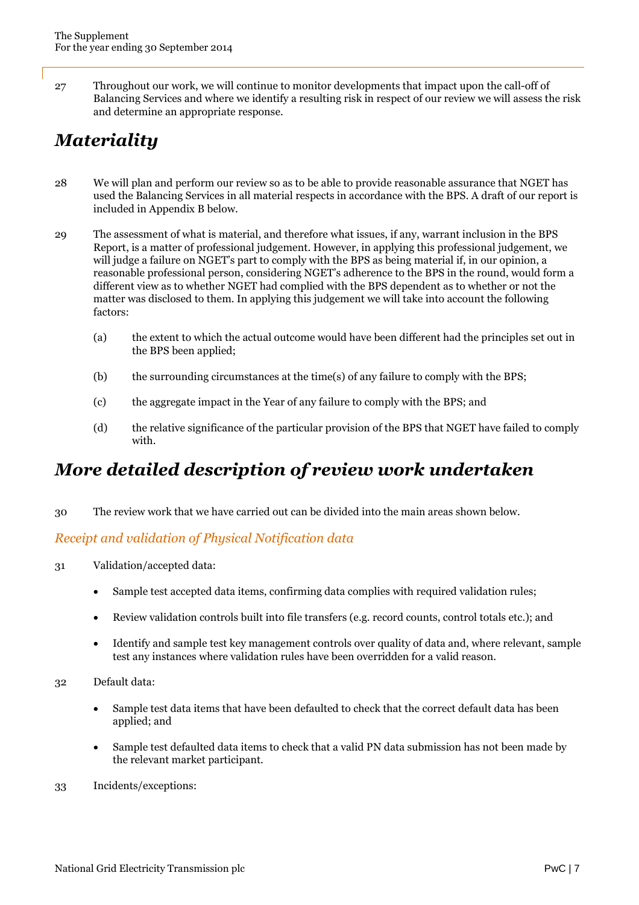27 Throughout our work, we will continue to monitor developments that impact upon the call-off of Balancing Services and where we identify a resulting risk in respect of our review we will assess the risk and determine an appropriate response.

## *Materiality*

28 We will plan and perform our review so as to be able to provide reasonable assurance that NGET has used the Balancing Services in all material respects in accordance with the BPS. A draft of our report is included in Appendix B below.

29 The assessment of what is material, and therefore what issues, if any, warrant inclusion in the BPS Report, is a matter of professional judgement. However, in applying this professional judgement, we will judge a failure on NGET's part to comply with the BPS as being material if, in our opinion, a reasonable professional person, considering NGET's adherence to the BPS in the round, would form a different view as to whether NGET had complied with the BPS dependent as to whether or not the matter was disclosed to them. In applying this judgement we will take into account the following factors:

(a) the extent to which the actual outcome would have been different had the principles set out in the BPS been applied;

(b) the surrounding circumstances at the time(s) of any failure to comply with the BPS;

(c) the aggregate impact in the Year of any failure to comply with the BPS; and

(d) the relative significance of the particular provision of the BPS that NGET have failed to comply with.

## *More detailed description of review work undertaken*

30 The review work that we have carried out can be divided into the main areas shown below.

### *Receipt and validation of Physical Notification data*

31 Validation/accepted data:

- Sample test accepted data items, confirming data complies with required validation rules;
- Review validation controls built into file transfers (e.g. record counts, control totals etc.); and
- Identify and sample test key management controls over quality of data and, where relevant, sample test any instances where validation rules have been overridden for a valid reason.

32 Default data:

- Sample test data items that have been defaulted to check that the correct default data has been applied; and
- Sample test defaulted data items to check that a valid PN data submission has not been made by the relevant market participant.

33 Incidents/exceptions: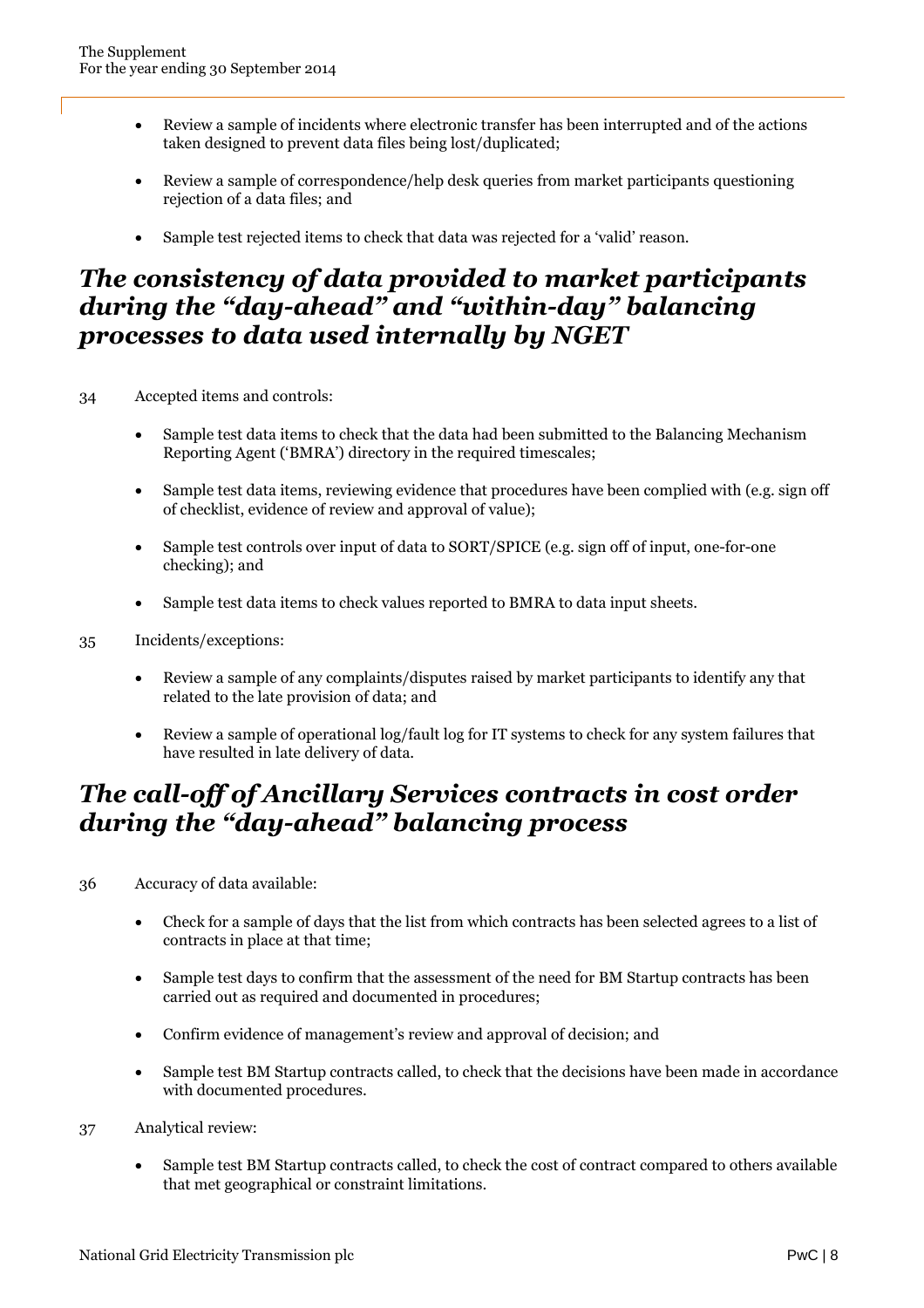- Review a sample of incidents where electronic transfer has been interrupted and of the actions taken designed to prevent data files being lost/duplicated;
- Review a sample of correspondence/help desk queries from market participants questioning rejection of a data files; and
- Sample test rejected items to check that data was rejected for a 'valid' reason.

## *The consistency of data provided to market participants during the "day-ahead" and "within-day" balancing processes to data used internally by NGET*

34 Accepted items and controls:

- Sample test data items to check that the data had been submitted to the Balancing Mechanism Reporting Agent ('BMRA') directory in the required timescales;
- Sample test data items, reviewing evidence that procedures have been complied with (e.g. sign off of checklist, evidence of review and approval of value);
- Sample test controls over input of data to SORT/SPICE (e.g. sign off of input, one-for-one checking); and
- Sample test data items to check values reported to BMRA to data input sheets.

35 Incidents/exceptions:

- Review a sample of any complaints/disputes raised by market participants to identify any that related to the late provision of data; and
- Review a sample of operational log/fault log for IT systems to check for any system failures that have resulted in late delivery of data.

## *The call-off of Ancillary Services contracts in cost order during the "day-ahead" balancing process*

36 Accuracy of data available:

- Check for a sample of days that the list from which contracts has been selected agrees to a list of contracts in place at that time;
- Sample test days to confirm that the assessment of the need for BM Startup contracts has been carried out as required and documented in procedures;
- Confirm evidence of management's review and approval of decision; and
- Sample test BM Startup contracts called, to check that the decisions have been made in accordance with documented procedures.

37 Analytical review:

- Sample test BM Startup contracts called, to check the cost of contract compared to others available that met geographical or constraint limitations.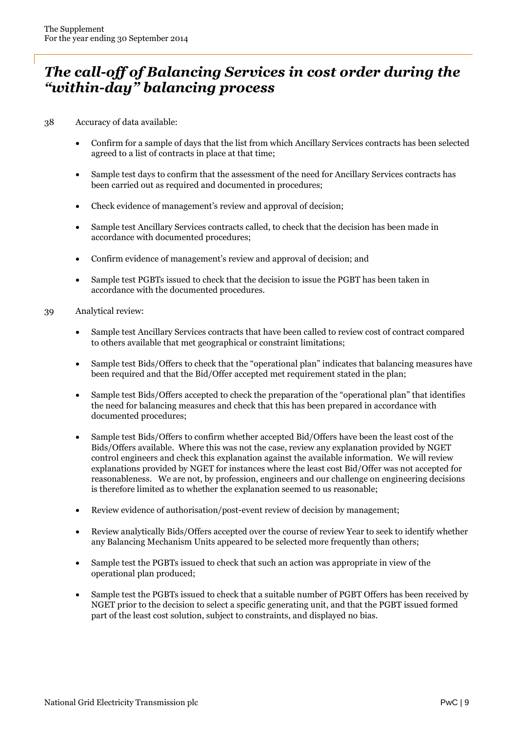## *The call-off of Balancing Services in cost order during the "within-day" balancing process*

38 Accuracy of data available:

- Confirm for a sample of days that the list from which Ancillary Services contracts has been selected agreed to a list of contracts in place at that time;
- Sample test days to confirm that the assessment of the need for Ancillary Services contracts has been carried out as required and documented in procedures;
- Check evidence of management's review and approval of decision;
- Sample test Ancillary Services contracts called, to check that the decision has been made in accordance with documented procedures;
- Confirm evidence of management's review and approval of decision; and
- Sample test PGBTs issued to check that the decision to issue the PGBT has been taken in accordance with the documented procedures.

39 Analytical review:

- Sample test Ancillary Services contracts that have been called to review cost of contract compared to others available that met geographical or constraint limitations;
- Sample test Bids/Offers to check that the "operational plan" indicates that balancing measures have been required and that the Bid/Offer accepted met requirement stated in the plan;
- Sample test Bids/Offers accepted to check the preparation of the "operational plan" that identifies the need for balancing measures and check that this has been prepared in accordance with documented procedures;
- Sample test Bids/Offers to confirm whether accepted Bid/Offers have been the least cost of the Bids/Offers available. Where this was not the case, review any explanation provided by NGET control engineers and check this explanation against the available information. We will review explanations provided by NGET for instances where the least cost Bid/Offer was not accepted for reasonableness. We are not, by profession, engineers and our challenge on engineering decisions is therefore limited as to whether the explanation seemed to us reasonable;
- Review evidence of authorisation/post-event review of decision by management;
- Review analytically Bids/Offers accepted over the course of review Year to seek to identify whether any Balancing Mechanism Units appeared to be selected more frequently than others;
- Sample test the PGBTs issued to check that such an action was appropriate in view of the operational plan produced;
- Sample test the PGBTs issued to check that a suitable number of PGBT Offers has been received by NGET prior to the decision to select a specific generating unit, and that the PGBT issued formed part of the least cost solution, subject to constraints, and displayed no bias.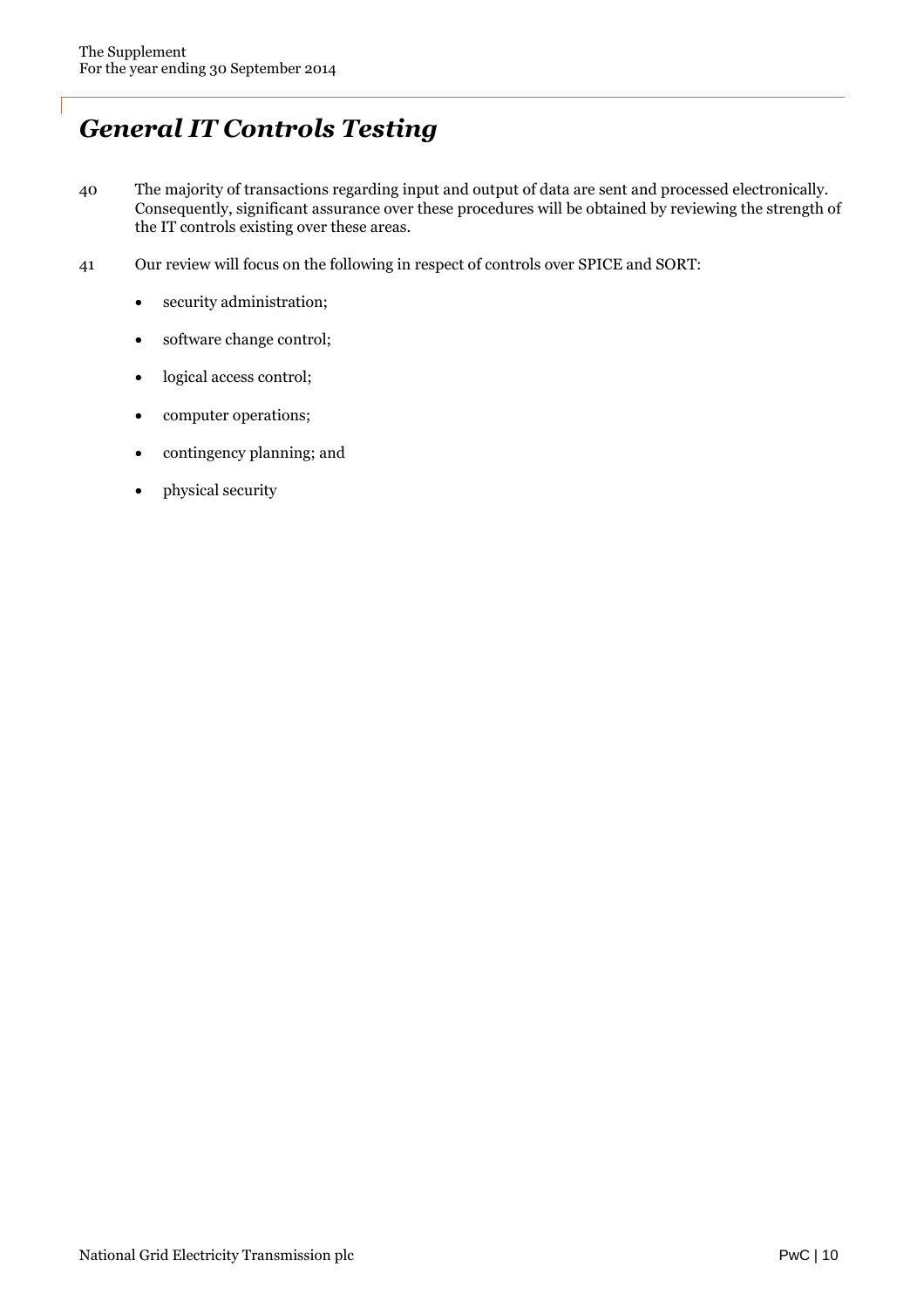# General IT Controls Testing

40 The majority of transactions regarding input and output of data are sent and processed electronically. Consequently, significant assurance over these procedures will be obtained by reviewing the strength of the IT controls existing over these areas.

41 Our review will focus on the following in respect of controls over SPICE and SORT:

- security administration;
- software change control;
- logical access control;
- computer operations;
- contingency planning; and
- physical security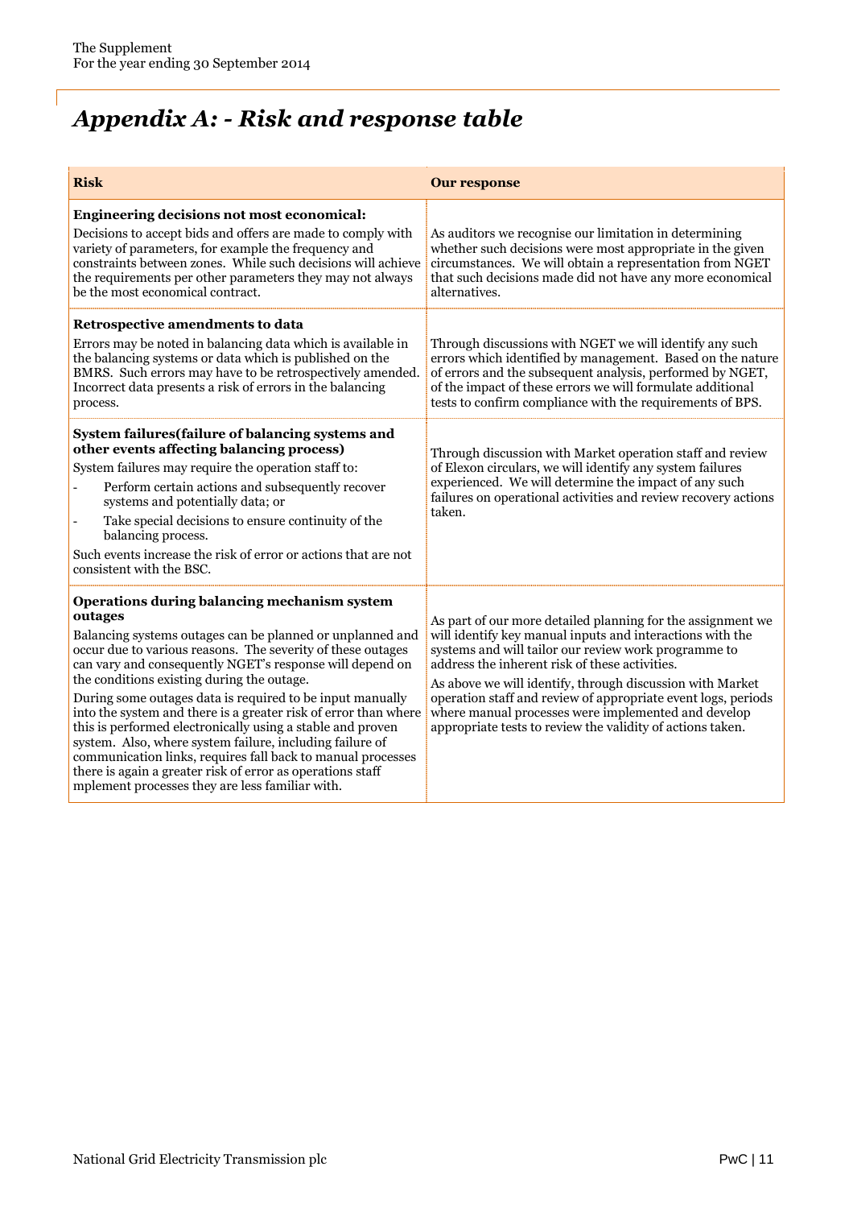# *Appendix A: - Risk and response table*

| Risk | Our response |
| --- | --- |
| **Engineering decisions not most economical:** Decisions to accept bids and offers are made to comply with variety of parameters, for example the frequency and constraints between zones. While such decisions will achieve the requirements per other parameters they may not always be the most economical contract. | As auditors we recognise our limitation in determining whether such decisions were most appropriate in the given circumstances. We will obtain a representation from NGET that such decisions made did not have any more economical alternatives. |
| **Retrospective amendments to data** Errors may be noted in balancing data which is available in the balancing systems or data which is published on the BMRS. Such errors may have to be retrospectively amended. Incorrect data presents a risk of errors in the balancing process. | Through discussions with NGET we will identify any such errors which identified by management. Based on the nature of errors and the subsequent analysis, performed by NGET, of the impact of these errors we will formulate additional tests to confirm compliance with the requirements of BPS. |
| **System failures(failure of balancing systems and other events affecting balancing process)** System failures may require the operation staff to: <br>- Perform certain actions and subsequently recover systems and potentially data; or <br>- Take special decisions to ensure continuity of the balancing process. <br>Such events increase the risk of error or actions that are not consistent with the BSC. | Through discussion with Market operation staff and review of Elexon circulars, we will identify any system failures experienced. We will determine the impact of any such failures on operational activities and review recovery actions taken. |
| **Operations during balancing mechanism system outages** Balancing systems outages can be planned or unplanned and occur due to various reasons. The severity of these outages can vary and consequently NGET's response will depend on the conditions existing during the outage. <br>During some outages data is required to be input manually into the system and there is a greater risk of error than where this is performed electronically using a stable and proven system. Also, where system failure, including failure of communication links, requires fall back to manual processes there is again a greater risk of error as operations staff mplement processes they are less familiar with. | As part of our more detailed planning for the assignment we will identify key manual inputs and interactions with the systems and will tailor our review work programme to address the inherent risk of these activities. <br>As above we will identify, through discussion with Market operation staff and review of appropriate event logs, periods where manual processes were implemented and develop appropriate tests to review the validity of actions taken. |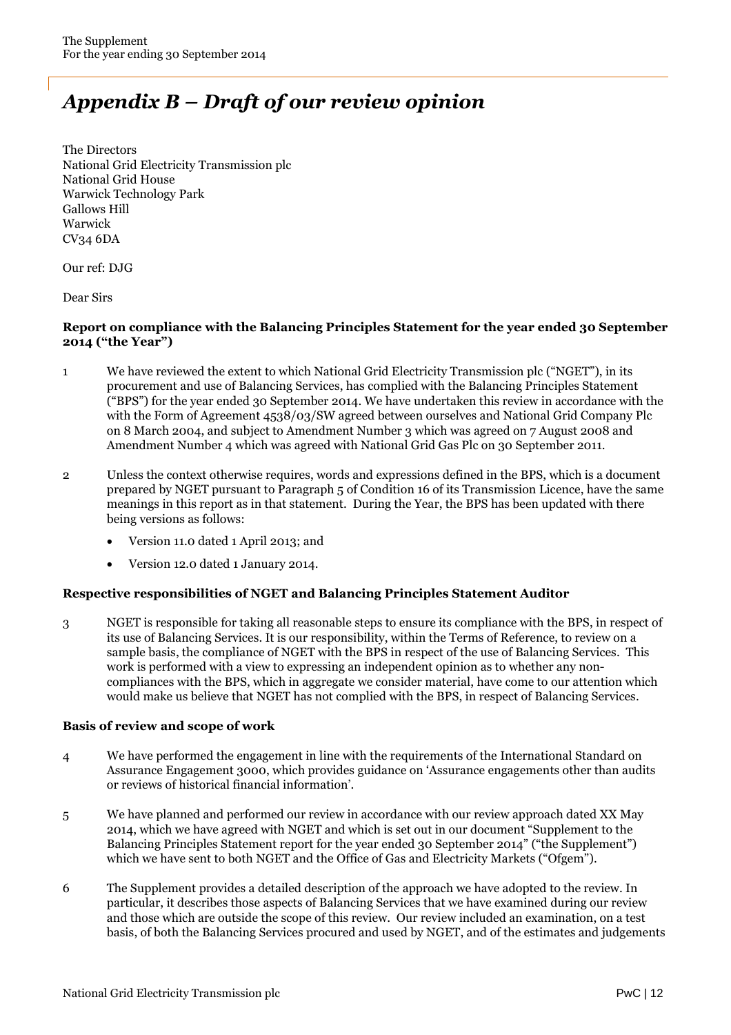# *Appendix B – Draft of our review opinion*

The Directors
National Grid Electricity Transmission plc
National Grid House
Warwick Technology Park
Gallows Hill
Warwick
CV34 6DA

Our ref: DJG

Dear Sirs

**Report on compliance with the Balancing Principles Statement for the year ended 30 September 2014 ("the Year")**

1 We have reviewed the extent to which National Grid Electricity Transmission plc ("NGET"), in its procurement and use of Balancing Services, has complied with the Balancing Principles Statement ("BPS") for the year ended 30 September 2014. We have undertaken this review in accordance with the with the Form of Agreement 4538/03/SW agreed between ourselves and National Grid Company Plc on 8 March 2004, and subject to Amendment Number 3 which was agreed on 7 August 2008 and Amendment Number 4 which was agreed with National Grid Gas Plc on 30 September 2011.

2 Unless the context otherwise requires, words and expressions defined in the BPS, which is a document prepared by NGET pursuant to Paragraph 5 of Condition 16 of its Transmission Licence, have the same meanings in this report as in that statement. During the Year, the BPS has been updated with there being versions as follows:

- Version 11.0 dated 1 April 2013; and
- Version 12.0 dated 1 January 2014.

**Respective responsibilities of NGET and Balancing Principles Statement Auditor**

3 NGET is responsible for taking all reasonable steps to ensure its compliance with the BPS, in respect of its use of Balancing Services. It is our responsibility, within the Terms of Reference, to review on a sample basis, the compliance of NGET with the BPS in respect of the use of Balancing Services. This work is performed with a view to expressing an independent opinion as to whether any non-compliances with the BPS, which in aggregate we consider material, have come to our attention which would make us believe that NGET has not complied with the BPS, in respect of Balancing Services.

**Basis of review and scope of work**

4 We have performed the engagement in line with the requirements of the International Standard on Assurance Engagement 3000, which provides guidance on 'Assurance engagements other than audits or reviews of historical financial information'.

5 We have planned and performed our review in accordance with our review approach dated XX May 2014, which we have agreed with NGET and which is set out in our document "Supplement to the Balancing Principles Statement report for the year ended 30 September 2014" ("the Supplement") which we have sent to both NGET and the Office of Gas and Electricity Markets ("Ofgem").

6 The Supplement provides a detailed description of the approach we have adopted to the review. In particular, it describes those aspects of Balancing Services that we have examined during our review and those which are outside the scope of this review. Our review included an examination, on a test basis, of both the Balancing Services procured and used by NGET, and of the estimates and judgements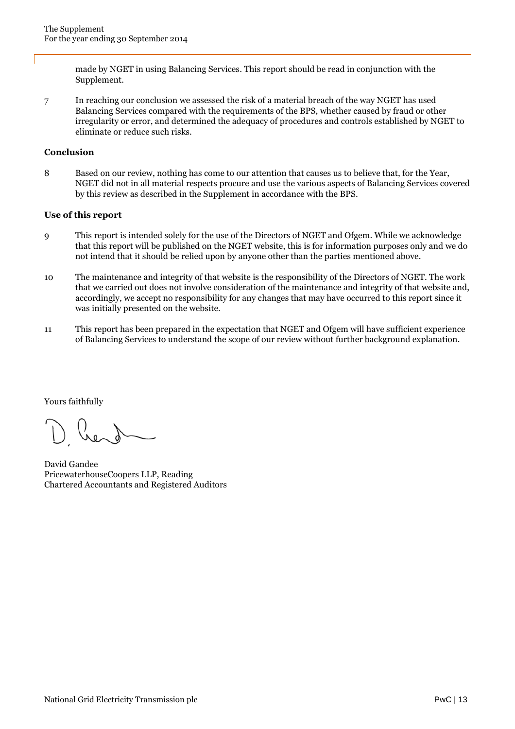made by NGET in using Balancing Services. This report should be read in conjunction with the Supplement.

7 In reaching our conclusion we assessed the risk of a material breach of the way NGET has used Balancing Services compared with the requirements of the BPS, whether caused by fraud or other irregularity or error, and determined the adequacy of procedures and controls established by NGET to eliminate or reduce such risks.

**Conclusion**

8 Based on our review, nothing has come to our attention that causes us to believe that, for the Year, NGET did not in all material respects procure and use the various aspects of Balancing Services covered by this review as described in the Supplement in accordance with the BPS.

**Use of this report**

9 This report is intended solely for the use of the Directors of NGET and Ofgem. While we acknowledge that this report will be published on the NGET website, this is for information purposes only and we do not intend that it should be relied upon by anyone other than the parties mentioned above.

10 The maintenance and integrity of that website is the responsibility of the Directors of NGET. The work that we carried out does not involve consideration of the maintenance and integrity of that website and, accordingly, we accept no responsibility for any changes that may have occurred to this report since it was initially presented on the website.

11 This report has been prepared in the expectation that NGET and Ofgem will have sufficient experience of Balancing Services to understand the scope of our review without further background explanation.

Yours faithfully

David Gandee
PricewaterhouseCoopers LLP, Reading
Chartered Accountants and Registered Auditors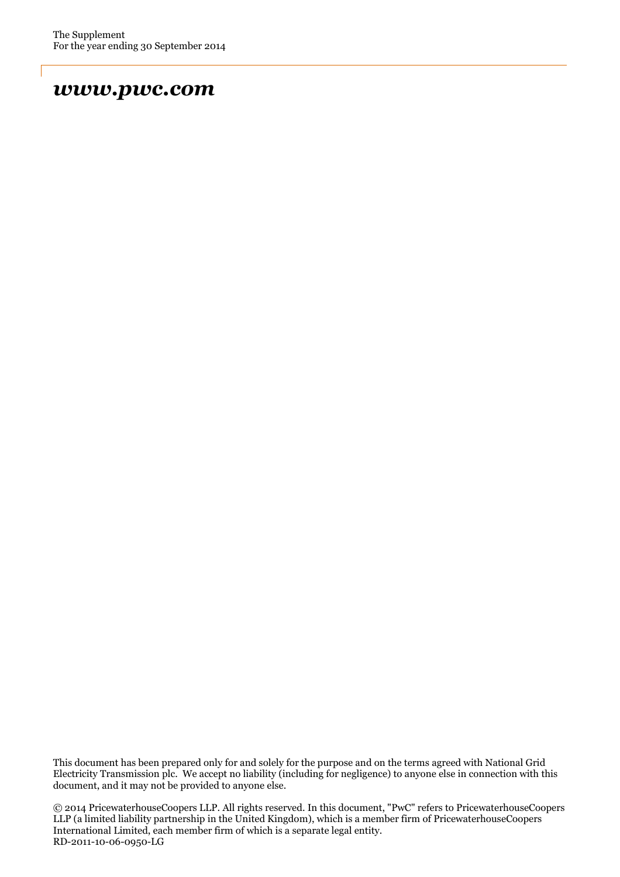# *www.pwc.com*

This document has been prepared only for and solely for the purpose and on the terms agreed with National Grid Electricity Transmission plc. We accept no liability (including for negligence) to anyone else in connection with this document, and it may not be provided to anyone else.

© 2014 PricewaterhouseCoopers LLP. All rights reserved. In this document, "PwC" refers to PricewaterhouseCoopers LLP (a limited liability partnership in the United Kingdom), which is a member firm of PricewaterhouseCoopers International Limited, each member firm of which is a separate legal entity.
RD-2011-10-06-0950-LG